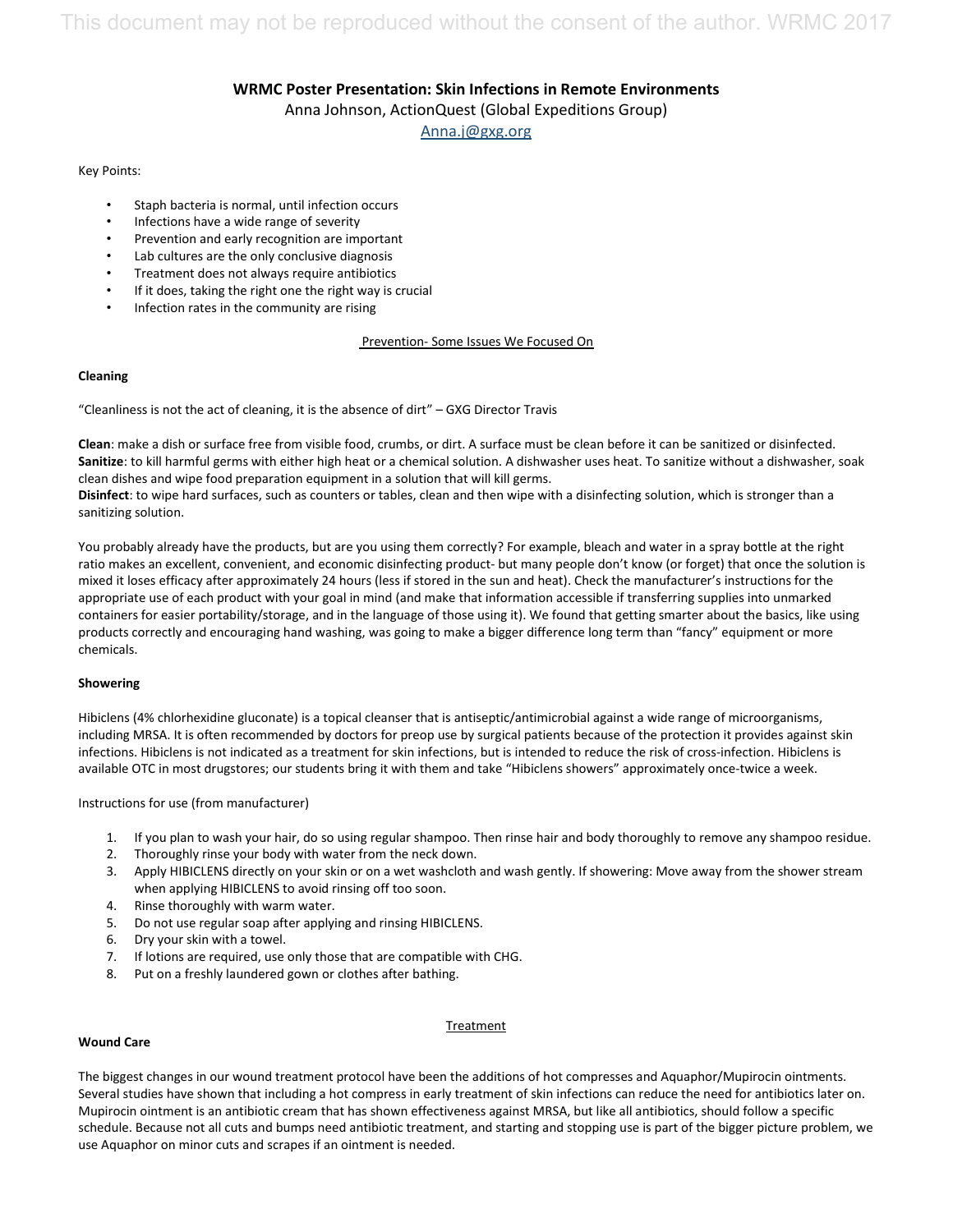# WRMC Poster Presentation: Skin Infections in Remote Environments

Anna Johnson, ActionQuest (Global Expeditions Group)

Anna.j@gxg.org

Key Points:

- Staph bacteria is normal, until infection occurs
- Infections have a wide range of severity
- Prevention and early recognition are important
- Lab cultures are the only conclusive diagnosis
- Treatment does not always require antibiotics
- If it does, taking the right one the right way is crucial
- Infection rates in the community are rising

## Prevention- Some Issues We Focused On

### Cleaning

"Cleanliness is not the act of cleaning, it is the absence of dirt" – GXG Director Travis

**Clean**: make a dish or surface free from visible food, crumbs, or dirt. A surface must be clean before it can be sanitized or disinfected.
**Sanitize**: to kill harmful germs with either high heat or a chemical solution. A dishwasher uses heat. To sanitize without a dishwasher, soak clean dishes and wipe food preparation equipment in a solution that will kill germs.
**Disinfect**: to wipe hard surfaces, such as counters or tables, clean and then wipe with a disinfecting solution, which is stronger than a sanitizing solution.

You probably already have the products, but are you using them correctly? For example, bleach and water in a spray bottle at the right ratio makes an excellent, convenient, and economic disinfecting product- but many people don't know (or forget) that once the solution is mixed it loses efficacy after approximately 24 hours (less if stored in the sun and heat). Check the manufacturer's instructions for the appropriate use of each product with your goal in mind (and make that information accessible if transferring supplies into unmarked containers for easier portability/storage, and in the language of those using it). We found that getting smarter about the basics, like using products correctly and encouraging hand washing, was going to make a bigger difference long term than "fancy" equipment or more chemicals.

### Showering

Hibiclens (4% chlorhexidine gluconate) is a topical cleanser that is antiseptic/antimicrobial against a wide range of microorganisms, including MRSA. It is often recommended by doctors for preop use by surgical patients because of the protection it provides against skin infections. Hibiclens is not indicated as a treatment for skin infections, but is intended to reduce the risk of cross-infection. Hibiclens is available OTC in most drugstores; our students bring it with them and take "Hibiclens showers" approximately once-twice a week.

Instructions for use (from manufacturer)

1. If you plan to wash your hair, do so using regular shampoo. Then rinse hair and body thoroughly to remove any shampoo residue.
2. Thoroughly rinse your body with water from the neck down.
3. Apply HIBICLENS directly on your skin or on a wet washcloth and wash gently. If showering: Move away from the shower stream when applying HIBICLENS to avoid rinsing off too soon.
4. Rinse thoroughly with warm water.
5. Do not use regular soap after applying and rinsing HIBICLENS.
6. Dry your skin with a towel.
7. If lotions are required, use only those that are compatible with CHG.
8. Put on a freshly laundered gown or clothes after bathing.

## Treatment

### Wound Care

The biggest changes in our wound treatment protocol have been the additions of hot compresses and Aquaphor/Mupirocin ointments. Several studies have shown that including a hot compress in early treatment of skin infections can reduce the need for antibiotics later on. Mupirocin ointment is an antibiotic cream that has shown effectiveness against MRSA, but like all antibiotics, should follow a specific schedule. Because not all cuts and bumps need antibiotic treatment, and starting and stopping use is part of the bigger picture problem, we use Aquaphor on minor cuts and scrapes if an ointment is needed.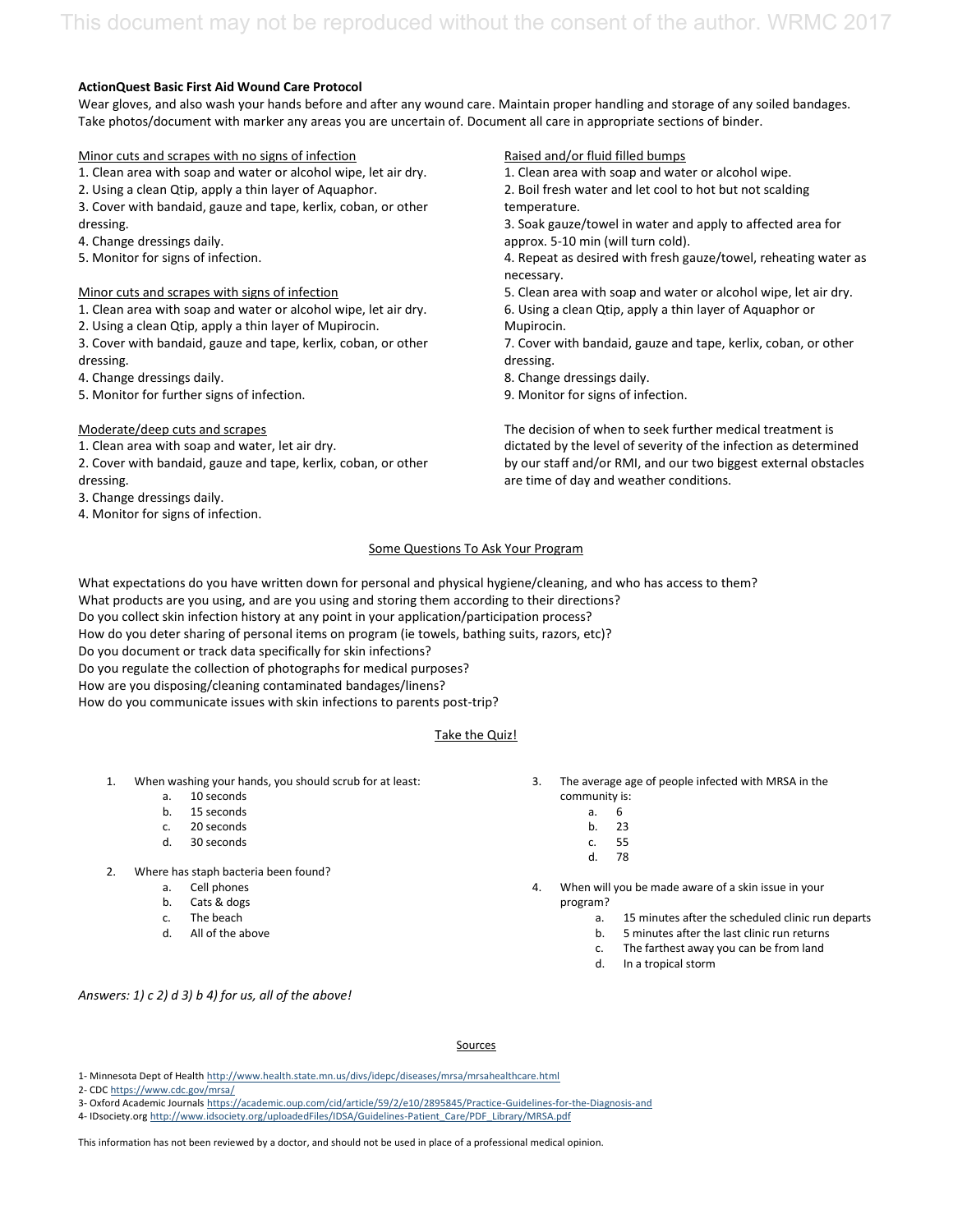### ActionQuest Basic First Aid Wound Care Protocol

Wear gloves, and also wash your hands before and after any wound care. Maintain proper handling and storage of any soiled bandages. Take photos/document with marker any areas you are uncertain of. Document all care in appropriate sections of binder.

Minor cuts and scrapes with no signs of infection

1. Clean area with soap and water or alcohol wipe, let air dry.
2. Using a clean Qtip, apply a thin layer of Aquaphor.
3. Cover with bandaid, gauze and tape, kerlix, coban, or other dressing.
4. Change dressings daily.
5. Monitor for signs of infection.

Minor cuts and scrapes with signs of infection

1. Clean area with soap and water or alcohol wipe, let air dry.
2. Using a clean Qtip, apply a thin layer of Mupirocin.
3. Cover with bandaid, gauze and tape, kerlix, coban, or other dressing.
4. Change dressings daily.
5. Monitor for further signs of infection.

Moderate/deep cuts and scrapes

1. Clean area with soap and water, let air dry.
2. Cover with bandaid, gauze and tape, kerlix, coban, or other dressing.
3. Change dressings daily.
4. Monitor for signs of infection.

Raised and/or fluid filled bumps

1. Clean area with soap and water or alcohol wipe.
2. Boil fresh water and let cool to hot but not scalding temperature.
3. Soak gauze/towel in water and apply to affected area for approx. 5-10 min (will turn cold).
4. Repeat as desired with fresh gauze/towel, reheating water as necessary.
5. Clean area with soap and water or alcohol wipe, let air dry.
6. Using a clean Qtip, apply a thin layer of Aquaphor or Mupirocin.
7. Cover with bandaid, gauze and tape, kerlix, coban, or other dressing.
8. Change dressings daily.
9. Monitor for signs of infection.

The decision of when to seek further medical treatment is dictated by the level of severity of the infection as determined by our staff and/or RMI, and our two biggest external obstacles are time of day and weather conditions.

## Some Questions To Ask Your Program

What expectations do you have written down for personal and physical hygiene/cleaning, and who has access to them?
What products are you using, and are you using and storing them according to their directions?
Do you collect skin infection history at any point in your application/participation process?
How do you deter sharing of personal items on program (ie towels, bathing suits, razors, etc)?
Do you document or track data specifically for skin infections?
Do you regulate the collection of photographs for medical purposes?
How are you disposing/cleaning contaminated bandages/linens?
How do you communicate issues with skin infections to parents post-trip?

## Take the Quiz!

1. When washing your hands, you should scrub for at least:
   a. 10 seconds
   b. 15 seconds
   c. 20 seconds
   d. 30 seconds
2. Where has staph bacteria been found?
   a. Cell phones
   b. Cats & dogs
   c. The beach
   d. All of the above
3. The average age of people infected with MRSA in the community is:
   a. 6
   b. 23
   c. 55
   d. 78
4. When will you be made aware of a skin issue in your program?
   a. 15 minutes after the scheduled clinic run departs
   b. 5 minutes after the last clinic run returns
   c. The farthest away you can be from land
   d. In a tropical storm

*Answers: 1) c 2) d 3) b 4) for us, all of the above!*

## Sources

1- Minnesota Dept of Health http://www.health.state.mn.us/divs/idepc/diseases/mrsa/mrsahealthcare.html
2- CDC https://www.cdc.gov/mrsa/
3- Oxford Academic Journals https://academic.oup.com/cid/article/59/2/e10/2895845/Practice-Guidelines-for-the-Diagnosis-and
4- IDsociety.org http://www.idsociety.org/uploadedFiles/IDSA/Guidelines-Patient_Care/PDF_Library/MRSA.pdf

This information has not been reviewed by a doctor, and should not be used in place of a professional medical opinion.